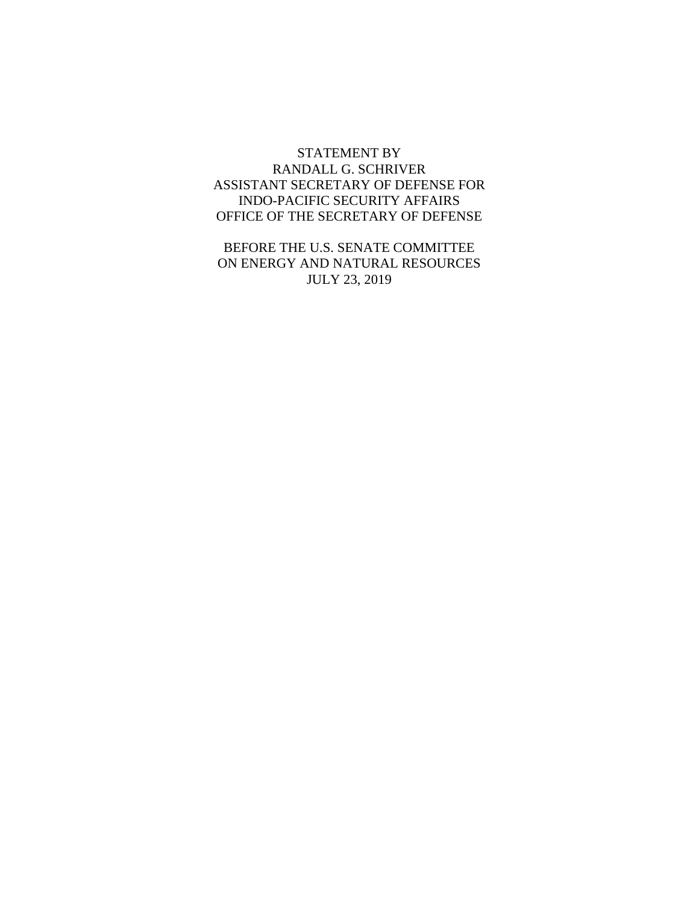STATEMENT BY
RANDALL G. SCHRIVER
ASSISTANT SECRETARY OF DEFENSE FOR
INDO-PACIFIC SECURITY AFFAIRS
OFFICE OF THE SECRETARY OF DEFENSE

BEFORE THE U.S. SENATE COMMITTEE
ON ENERGY AND NATURAL RESOURCES
JULY 23, 2019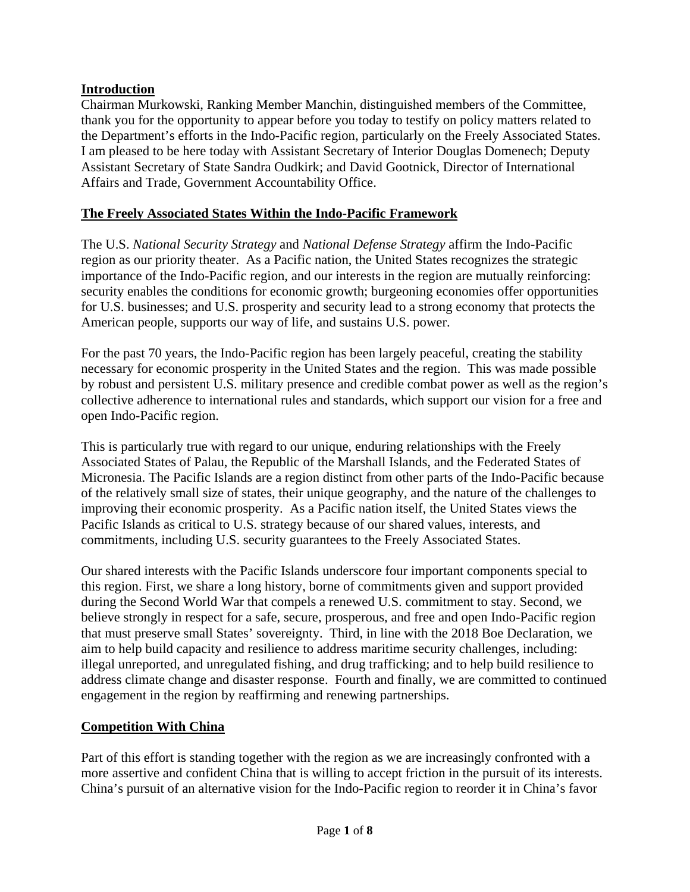## Introduction

Chairman Murkowski, Ranking Member Manchin, distinguished members of the Committee, thank you for the opportunity to appear before you today to testify on policy matters related to the Department's efforts in the Indo-Pacific region, particularly on the Freely Associated States. I am pleased to be here today with Assistant Secretary of Interior Douglas Domenech; Deputy Assistant Secretary of State Sandra Oudkirk; and David Gootnick, Director of International Affairs and Trade, Government Accountability Office.

## The Freely Associated States Within the Indo-Pacific Framework

The U.S. *National Security Strategy* and *National Defense Strategy* affirm the Indo-Pacific region as our priority theater. As a Pacific nation, the United States recognizes the strategic importance of the Indo-Pacific region, and our interests in the region are mutually reinforcing: security enables the conditions for economic growth; burgeoning economies offer opportunities for U.S. businesses; and U.S. prosperity and security lead to a strong economy that protects the American people, supports our way of life, and sustains U.S. power.

For the past 70 years, the Indo-Pacific region has been largely peaceful, creating the stability necessary for economic prosperity in the United States and the region. This was made possible by robust and persistent U.S. military presence and credible combat power as well as the region's collective adherence to international rules and standards, which support our vision for a free and open Indo-Pacific region.

This is particularly true with regard to our unique, enduring relationships with the Freely Associated States of Palau, the Republic of the Marshall Islands, and the Federated States of Micronesia. The Pacific Islands are a region distinct from other parts of the Indo-Pacific because of the relatively small size of states, their unique geography, and the nature of the challenges to improving their economic prosperity. As a Pacific nation itself, the United States views the Pacific Islands as critical to U.S. strategy because of our shared values, interests, and commitments, including U.S. security guarantees to the Freely Associated States.

Our shared interests with the Pacific Islands underscore four important components special to this region. First, we share a long history, borne of commitments given and support provided during the Second World War that compels a renewed U.S. commitment to stay. Second, we believe strongly in respect for a safe, secure, prosperous, and free and open Indo-Pacific region that must preserve small States' sovereignty. Third, in line with the 2018 Boe Declaration, we aim to help build capacity and resilience to address maritime security challenges, including: illegal unreported, and unregulated fishing, and drug trafficking; and to help build resilience to address climate change and disaster response. Fourth and finally, we are committed to continued engagement in the region by reaffirming and renewing partnerships.

## Competition With China

Part of this effort is standing together with the region as we are increasingly confronted with a more assertive and confident China that is willing to accept friction in the pursuit of its interests. China's pursuit of an alternative vision for the Indo-Pacific region to reorder it in China's favor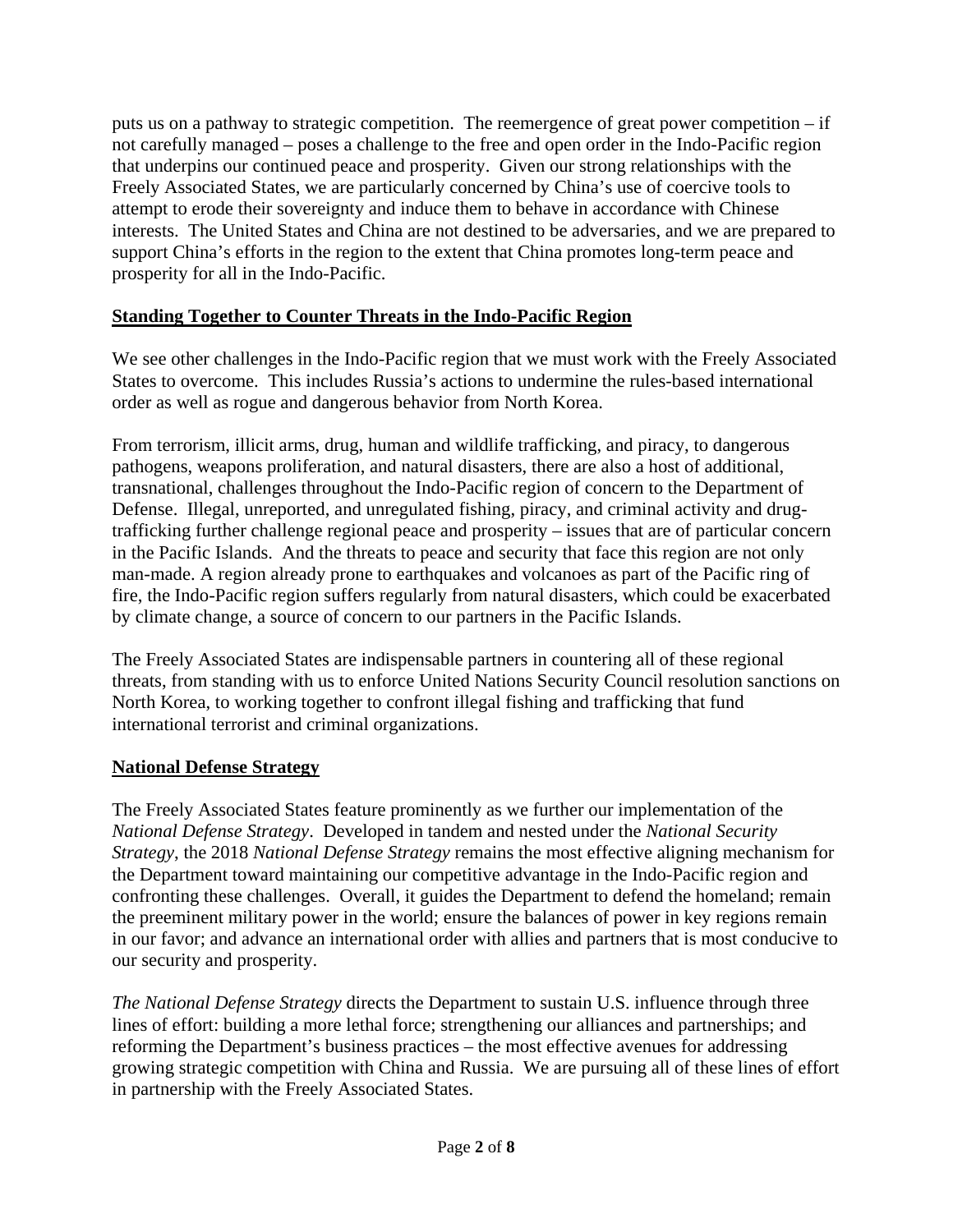puts us on a pathway to strategic competition. The reemergence of great power competition – if not carefully managed – poses a challenge to the free and open order in the Indo-Pacific region that underpins our continued peace and prosperity. Given our strong relationships with the Freely Associated States, we are particularly concerned by China's use of coercive tools to attempt to erode their sovereignty and induce them to behave in accordance with Chinese interests. The United States and China are not destined to be adversaries, and we are prepared to support China's efforts in the region to the extent that China promotes long-term peace and prosperity for all in the Indo-Pacific.

## Standing Together to Counter Threats in the Indo-Pacific Region

We see other challenges in the Indo-Pacific region that we must work with the Freely Associated States to overcome. This includes Russia's actions to undermine the rules-based international order as well as rogue and dangerous behavior from North Korea.

From terrorism, illicit arms, drug, human and wildlife trafficking, and piracy, to dangerous pathogens, weapons proliferation, and natural disasters, there are also a host of additional, transnational, challenges throughout the Indo-Pacific region of concern to the Department of Defense. Illegal, unreported, and unregulated fishing, piracy, and criminal activity and drug-trafficking further challenge regional peace and prosperity – issues that are of particular concern in the Pacific Islands. And the threats to peace and security that face this region are not only man-made. A region already prone to earthquakes and volcanoes as part of the Pacific ring of fire, the Indo-Pacific region suffers regularly from natural disasters, which could be exacerbated by climate change, a source of concern to our partners in the Pacific Islands.

The Freely Associated States are indispensable partners in countering all of these regional threats, from standing with us to enforce United Nations Security Council resolution sanctions on North Korea, to working together to confront illegal fishing and trafficking that fund international terrorist and criminal organizations.

## National Defense Strategy

The Freely Associated States feature prominently as we further our implementation of the *National Defense Strategy*. Developed in tandem and nested under the *National Security Strategy*, the 2018 *National Defense Strategy* remains the most effective aligning mechanism for the Department toward maintaining our competitive advantage in the Indo-Pacific region and confronting these challenges. Overall, it guides the Department to defend the homeland; remain the preeminent military power in the world; ensure the balances of power in key regions remain in our favor; and advance an international order with allies and partners that is most conducive to our security and prosperity.

*The National Defense Strategy* directs the Department to sustain U.S. influence through three lines of effort: building a more lethal force; strengthening our alliances and partnerships; and reforming the Department's business practices – the most effective avenues for addressing growing strategic competition with China and Russia. We are pursuing all of these lines of effort in partnership with the Freely Associated States.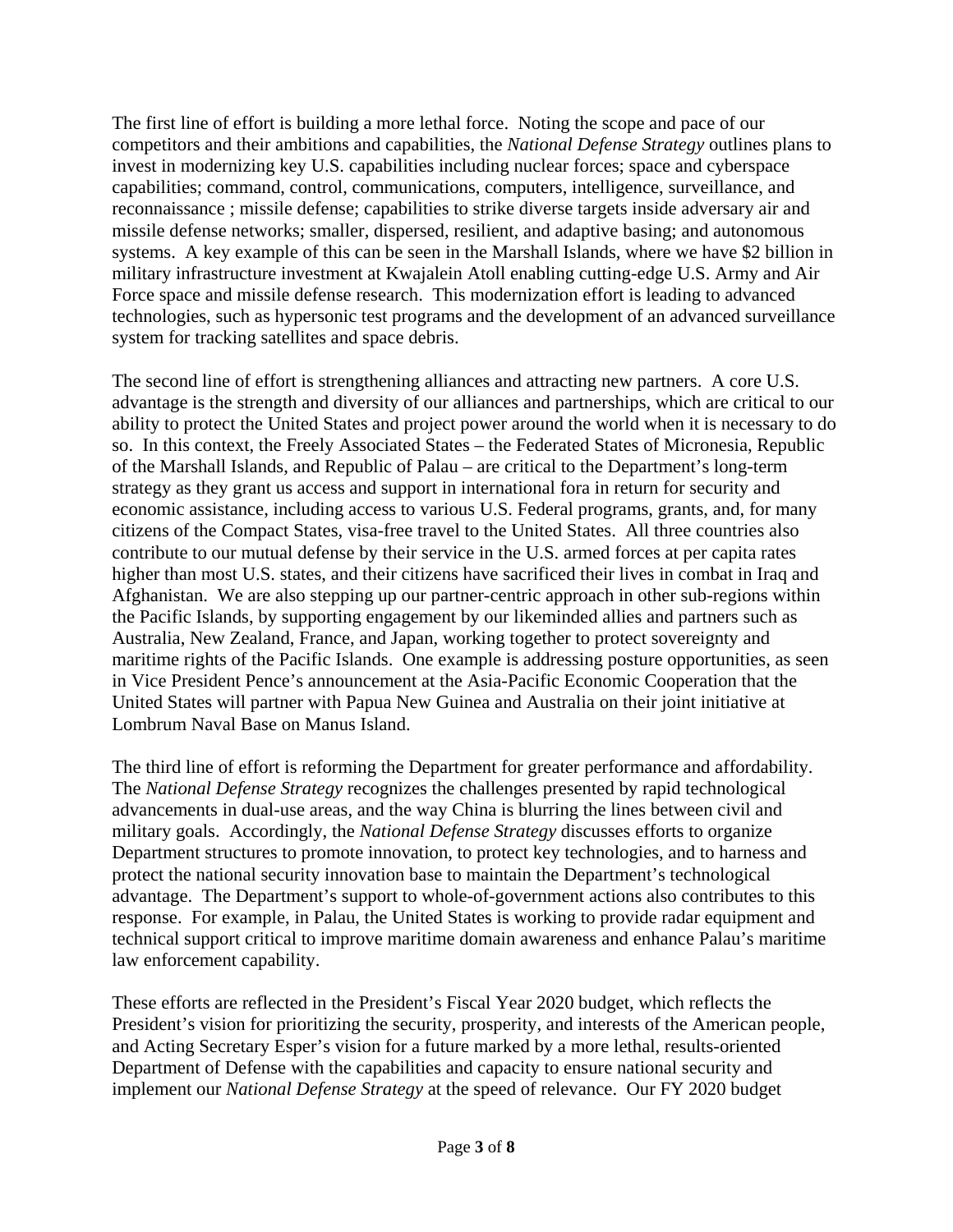The first line of effort is building a more lethal force. Noting the scope and pace of our competitors and their ambitions and capabilities, the *National Defense Strategy* outlines plans to invest in modernizing key U.S. capabilities including nuclear forces; space and cyberspace capabilities; command, control, communications, computers, intelligence, surveillance, and reconnaissance ; missile defense; capabilities to strike diverse targets inside adversary air and missile defense networks; smaller, dispersed, resilient, and adaptive basing; and autonomous systems. A key example of this can be seen in the Marshall Islands, where we have $2 billion in military infrastructure investment at Kwajalein Atoll enabling cutting-edge U.S. Army and Air Force space and missile defense research. This modernization effort is leading to advanced technologies, such as hypersonic test programs and the development of an advanced surveillance system for tracking satellites and space debris.

The second line of effort is strengthening alliances and attracting new partners. A core U.S. advantage is the strength and diversity of our alliances and partnerships, which are critical to our ability to protect the United States and project power around the world when it is necessary to do so. In this context, the Freely Associated States – the Federated States of Micronesia, Republic of the Marshall Islands, and Republic of Palau – are critical to the Department's long-term strategy as they grant us access and support in international fora in return for security and economic assistance, including access to various U.S. Federal programs, grants, and, for many citizens of the Compact States, visa-free travel to the United States. All three countries also contribute to our mutual defense by their service in the U.S. armed forces at per capita rates higher than most U.S. states, and their citizens have sacrificed their lives in combat in Iraq and Afghanistan. We are also stepping up our partner-centric approach in other sub-regions within the Pacific Islands, by supporting engagement by our likeminded allies and partners such as Australia, New Zealand, France, and Japan, working together to protect sovereignty and maritime rights of the Pacific Islands. One example is addressing posture opportunities, as seen in Vice President Pence's announcement at the Asia-Pacific Economic Cooperation that the United States will partner with Papua New Guinea and Australia on their joint initiative at Lombrum Naval Base on Manus Island.

The third line of effort is reforming the Department for greater performance and affordability. The *National Defense Strategy* recognizes the challenges presented by rapid technological advancements in dual-use areas, and the way China is blurring the lines between civil and military goals. Accordingly, the *National Defense Strategy* discusses efforts to organize Department structures to promote innovation, to protect key technologies, and to harness and protect the national security innovation base to maintain the Department's technological advantage. The Department's support to whole-of-government actions also contributes to this response. For example, in Palau, the United States is working to provide radar equipment and technical support critical to improve maritime domain awareness and enhance Palau's maritime law enforcement capability.

These efforts are reflected in the President's Fiscal Year 2020 budget, which reflects the President's vision for prioritizing the security, prosperity, and interests of the American people, and Acting Secretary Esper's vision for a future marked by a more lethal, results-oriented Department of Defense with the capabilities and capacity to ensure national security and implement our *National Defense Strategy* at the speed of relevance. Our FY 2020 budget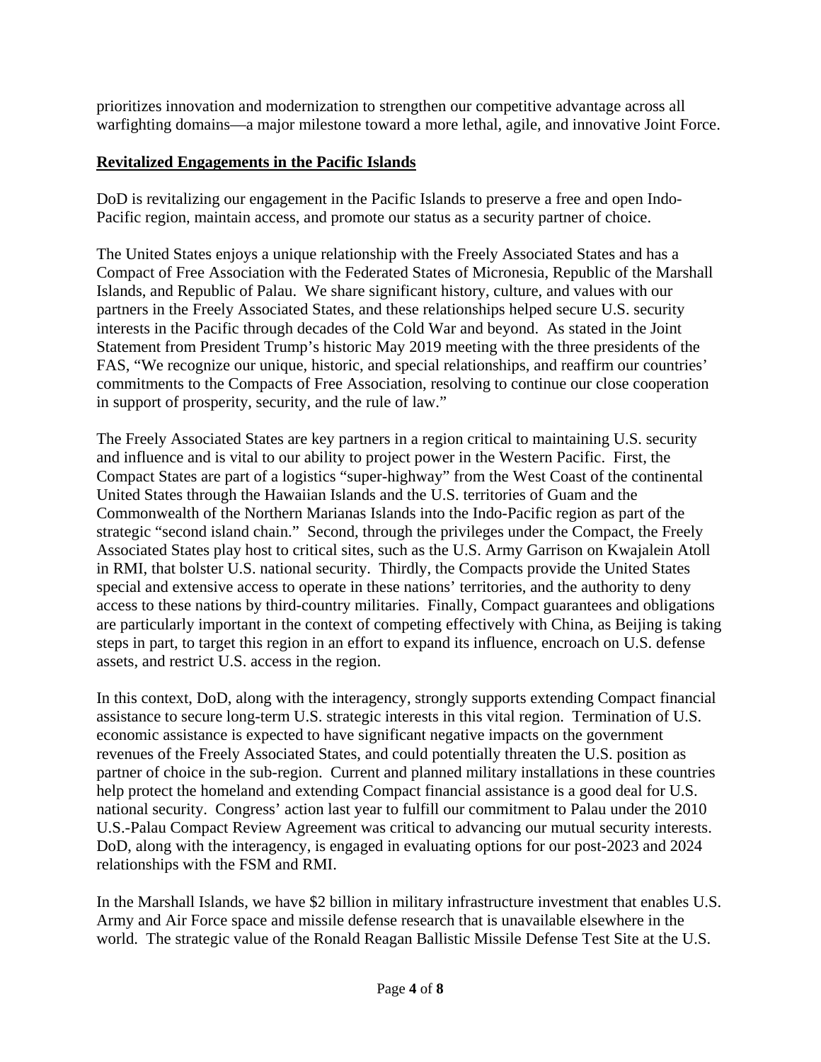prioritizes innovation and modernization to strengthen our competitive advantage across all warfighting domains—a major milestone toward a more lethal, agile, and innovative Joint Force.

**Revitalized Engagements in the Pacific Islands**

DoD is revitalizing our engagement in the Pacific Islands to preserve a free and open Indo-Pacific region, maintain access, and promote our status as a security partner of choice.

The United States enjoys a unique relationship with the Freely Associated States and has a Compact of Free Association with the Federated States of Micronesia, Republic of the Marshall Islands, and Republic of Palau. We share significant history, culture, and values with our partners in the Freely Associated States, and these relationships helped secure U.S. security interests in the Pacific through decades of the Cold War and beyond. As stated in the Joint Statement from President Trump's historic May 2019 meeting with the three presidents of the FAS, "We recognize our unique, historic, and special relationships, and reaffirm our countries' commitments to the Compacts of Free Association, resolving to continue our close cooperation in support of prosperity, security, and the rule of law."

The Freely Associated States are key partners in a region critical to maintaining U.S. security and influence and is vital to our ability to project power in the Western Pacific. First, the Compact States are part of a logistics "super-highway" from the West Coast of the continental United States through the Hawaiian Islands and the U.S. territories of Guam and the Commonwealth of the Northern Marianas Islands into the Indo-Pacific region as part of the strategic "second island chain." Second, through the privileges under the Compact, the Freely Associated States play host to critical sites, such as the U.S. Army Garrison on Kwajalein Atoll in RMI, that bolster U.S. national security. Thirdly, the Compacts provide the United States special and extensive access to operate in these nations' territories, and the authority to deny access to these nations by third-country militaries. Finally, Compact guarantees and obligations are particularly important in the context of competing effectively with China, as Beijing is taking steps in part, to target this region in an effort to expand its influence, encroach on U.S. defense assets, and restrict U.S. access in the region.

In this context, DoD, along with the interagency, strongly supports extending Compact financial assistance to secure long-term U.S. strategic interests in this vital region. Termination of U.S. economic assistance is expected to have significant negative impacts on the government revenues of the Freely Associated States, and could potentially threaten the U.S. position as partner of choice in the sub-region. Current and planned military installations in these countries help protect the homeland and extending Compact financial assistance is a good deal for U.S. national security. Congress' action last year to fulfill our commitment to Palau under the 2010 U.S.-Palau Compact Review Agreement was critical to advancing our mutual security interests. DoD, along with the interagency, is engaged in evaluating options for our post-2023 and 2024 relationships with the FSM and RMI.

In the Marshall Islands, we have $2 billion in military infrastructure investment that enables U.S. Army and Air Force space and missile defense research that is unavailable elsewhere in the world. The strategic value of the Ronald Reagan Ballistic Missile Defense Test Site at the U.S.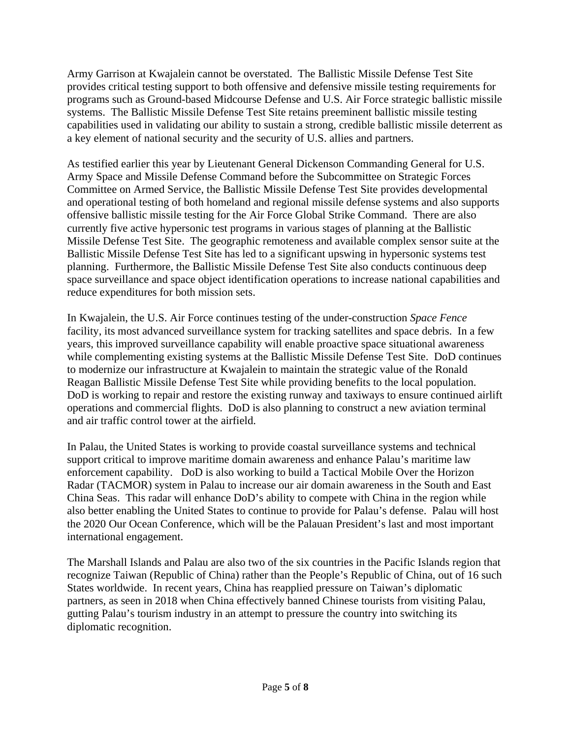Army Garrison at Kwajalein cannot be overstated. The Ballistic Missile Defense Test Site provides critical testing support to both offensive and defensive missile testing requirements for programs such as Ground-based Midcourse Defense and U.S. Air Force strategic ballistic missile systems. The Ballistic Missile Defense Test Site retains preeminent ballistic missile testing capabilities used in validating our ability to sustain a strong, credible ballistic missile deterrent as a key element of national security and the security of U.S. allies and partners.

As testified earlier this year by Lieutenant General Dickenson Commanding General for U.S. Army Space and Missile Defense Command before the Subcommittee on Strategic Forces Committee on Armed Service, the Ballistic Missile Defense Test Site provides developmental and operational testing of both homeland and regional missile defense systems and also supports offensive ballistic missile testing for the Air Force Global Strike Command. There are also currently five active hypersonic test programs in various stages of planning at the Ballistic Missile Defense Test Site. The geographic remoteness and available complex sensor suite at the Ballistic Missile Defense Test Site has led to a significant upswing in hypersonic systems test planning. Furthermore, the Ballistic Missile Defense Test Site also conducts continuous deep space surveillance and space object identification operations to increase national capabilities and reduce expenditures for both mission sets.

In Kwajalein, the U.S. Air Force continues testing of the under-construction *Space Fence* facility, its most advanced surveillance system for tracking satellites and space debris. In a few years, this improved surveillance capability will enable proactive space situational awareness while complementing existing systems at the Ballistic Missile Defense Test Site. DoD continues to modernize our infrastructure at Kwajalein to maintain the strategic value of the Ronald Reagan Ballistic Missile Defense Test Site while providing benefits to the local population. DoD is working to repair and restore the existing runway and taxiways to ensure continued airlift operations and commercial flights. DoD is also planning to construct a new aviation terminal and air traffic control tower at the airfield.

In Palau, the United States is working to provide coastal surveillance systems and technical support critical to improve maritime domain awareness and enhance Palau's maritime law enforcement capability. DoD is also working to build a Tactical Mobile Over the Horizon Radar (TACMOR) system in Palau to increase our air domain awareness in the South and East China Seas. This radar will enhance DoD's ability to compete with China in the region while also better enabling the United States to continue to provide for Palau's defense. Palau will host the 2020 Our Ocean Conference, which will be the Palauan President's last and most important international engagement.

The Marshall Islands and Palau are also two of the six countries in the Pacific Islands region that recognize Taiwan (Republic of China) rather than the People's Republic of China, out of 16 such States worldwide. In recent years, China has reapplied pressure on Taiwan's diplomatic partners, as seen in 2018 when China effectively banned Chinese tourists from visiting Palau, gutting Palau's tourism industry in an attempt to pressure the country into switching its diplomatic recognition.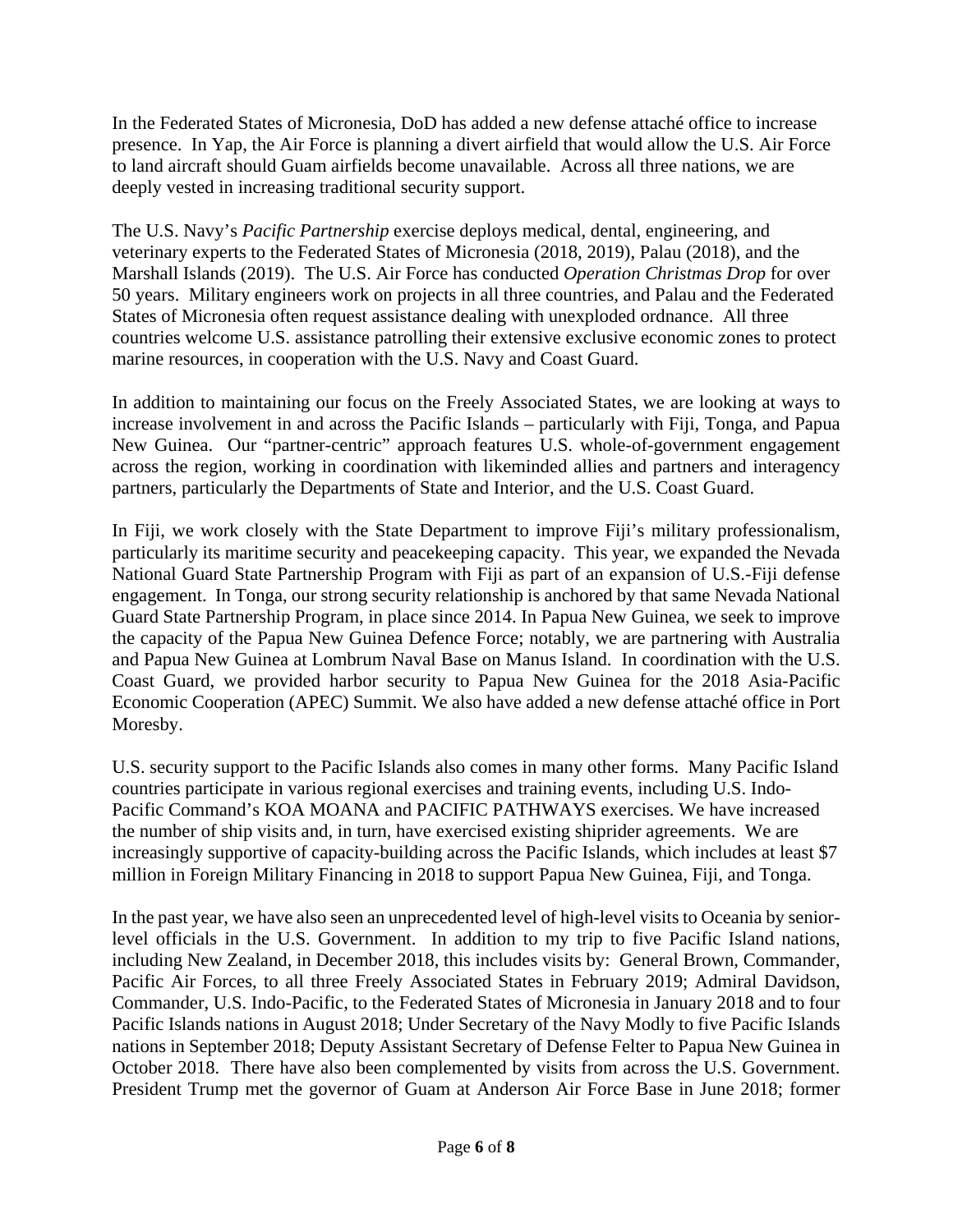In the Federated States of Micronesia, DoD has added a new defense attaché office to increase presence. In Yap, the Air Force is planning a divert airfield that would allow the U.S. Air Force to land aircraft should Guam airfields become unavailable. Across all three nations, we are deeply vested in increasing traditional security support.

The U.S. Navy's *Pacific Partnership* exercise deploys medical, dental, engineering, and veterinary experts to the Federated States of Micronesia (2018, 2019), Palau (2018), and the Marshall Islands (2019). The U.S. Air Force has conducted *Operation Christmas Drop* for over 50 years. Military engineers work on projects in all three countries, and Palau and the Federated States of Micronesia often request assistance dealing with unexploded ordnance. All three countries welcome U.S. assistance patrolling their extensive exclusive economic zones to protect marine resources, in cooperation with the U.S. Navy and Coast Guard.

In addition to maintaining our focus on the Freely Associated States, we are looking at ways to increase involvement in and across the Pacific Islands – particularly with Fiji, Tonga, and Papua New Guinea. Our "partner-centric" approach features U.S. whole-of-government engagement across the region, working in coordination with likeminded allies and partners and interagency partners, particularly the Departments of State and Interior, and the U.S. Coast Guard.

In Fiji, we work closely with the State Department to improve Fiji's military professionalism, particularly its maritime security and peacekeeping capacity. This year, we expanded the Nevada National Guard State Partnership Program with Fiji as part of an expansion of U.S.-Fiji defense engagement. In Tonga, our strong security relationship is anchored by that same Nevada National Guard State Partnership Program, in place since 2014. In Papua New Guinea, we seek to improve the capacity of the Papua New Guinea Defence Force; notably, we are partnering with Australia and Papua New Guinea at Lombrum Naval Base on Manus Island. In coordination with the U.S. Coast Guard, we provided harbor security to Papua New Guinea for the 2018 Asia-Pacific Economic Cooperation (APEC) Summit. We also have added a new defense attaché office in Port Moresby.

U.S. security support to the Pacific Islands also comes in many other forms. Many Pacific Island countries participate in various regional exercises and training events, including U.S. Indo-Pacific Command's KOA MOANA and PACIFIC PATHWAYS exercises. We have increased the number of ship visits and, in turn, have exercised existing shiprider agreements. We are increasingly supportive of capacity-building across the Pacific Islands, which includes at least $7 million in Foreign Military Financing in 2018 to support Papua New Guinea, Fiji, and Tonga.

In the past year, we have also seen an unprecedented level of high-level visits to Oceania by senior-level officials in the U.S. Government. In addition to my trip to five Pacific Island nations, including New Zealand, in December 2018, this includes visits by: General Brown, Commander, Pacific Air Forces, to all three Freely Associated States in February 2019; Admiral Davidson, Commander, U.S. Indo-Pacific, to the Federated States of Micronesia in January 2018 and to four Pacific Islands nations in August 2018; Under Secretary of the Navy Modly to five Pacific Islands nations in September 2018; Deputy Assistant Secretary of Defense Felter to Papua New Guinea in October 2018. There have also been complemented by visits from across the U.S. Government. President Trump met the governor of Guam at Anderson Air Force Base in June 2018; former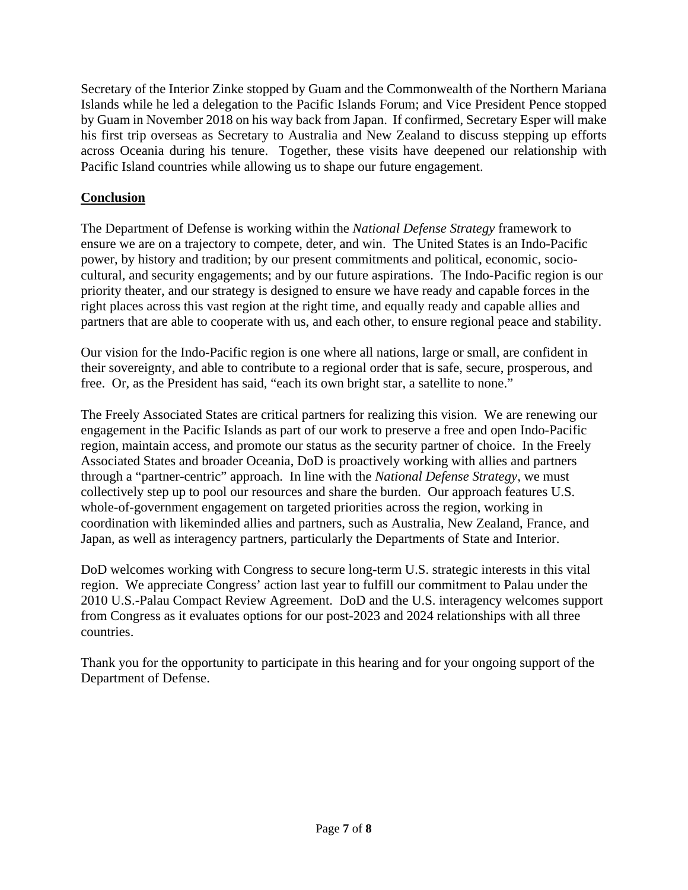Secretary of the Interior Zinke stopped by Guam and the Commonwealth of the Northern Mariana Islands while he led a delegation to the Pacific Islands Forum; and Vice President Pence stopped by Guam in November 2018 on his way back from Japan. If confirmed, Secretary Esper will make his first trip overseas as Secretary to Australia and New Zealand to discuss stepping up efforts across Oceania during his tenure. Together, these visits have deepened our relationship with Pacific Island countries while allowing us to shape our future engagement.

## Conclusion

The Department of Defense is working within the *National Defense Strategy* framework to ensure we are on a trajectory to compete, deter, and win. The United States is an Indo-Pacific power, by history and tradition; by our present commitments and political, economic, socio-cultural, and security engagements; and by our future aspirations. The Indo-Pacific region is our priority theater, and our strategy is designed to ensure we have ready and capable forces in the right places across this vast region at the right time, and equally ready and capable allies and partners that are able to cooperate with us, and each other, to ensure regional peace and stability.

Our vision for the Indo-Pacific region is one where all nations, large or small, are confident in their sovereignty, and able to contribute to a regional order that is safe, secure, prosperous, and free. Or, as the President has said, "each its own bright star, a satellite to none."

The Freely Associated States are critical partners for realizing this vision. We are renewing our engagement in the Pacific Islands as part of our work to preserve a free and open Indo-Pacific region, maintain access, and promote our status as the security partner of choice. In the Freely Associated States and broader Oceania, DoD is proactively working with allies and partners through a "partner-centric" approach. In line with the *National Defense Strategy*, we must collectively step up to pool our resources and share the burden. Our approach features U.S. whole-of-government engagement on targeted priorities across the region, working in coordination with likeminded allies and partners, such as Australia, New Zealand, France, and Japan, as well as interagency partners, particularly the Departments of State and Interior.

DoD welcomes working with Congress to secure long-term U.S. strategic interests in this vital region. We appreciate Congress' action last year to fulfill our commitment to Palau under the 2010 U.S.-Palau Compact Review Agreement. DoD and the U.S. interagency welcomes support from Congress as it evaluates options for our post-2023 and 2024 relationships with all three countries.

Thank you for the opportunity to participate in this hearing and for your ongoing support of the Department of Defense.